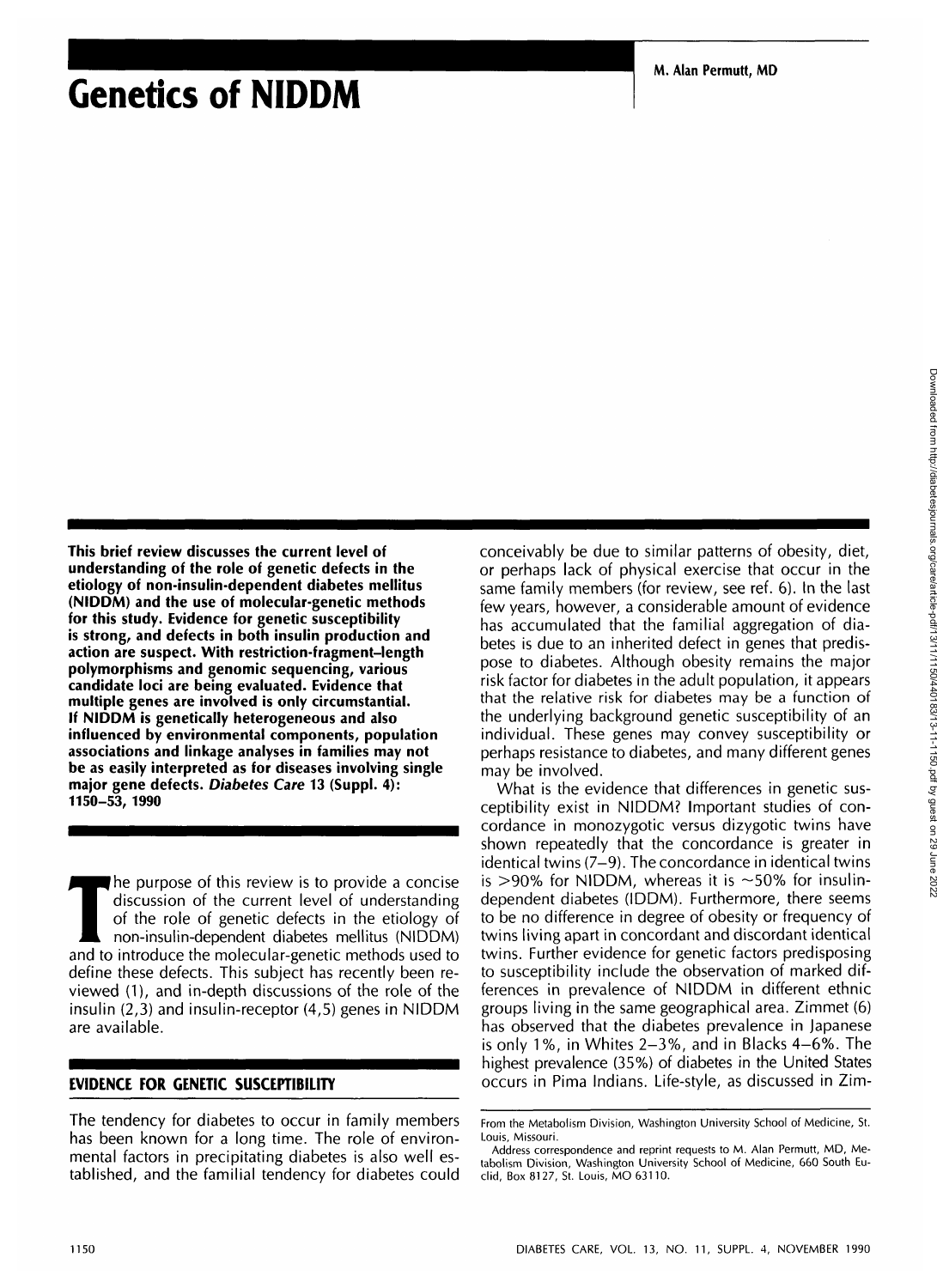# Genetics of NIDDM

M. Alan Permutt, MD

**This brief review discusses the current level of understanding of the role of genetic defects in the etiology of non-insulin-dependent diabetes mellitus (NIDDM) and the use of molecular-genetic methods for this study. Evidence for genetic susceptibility is strong, and defects in both insulin production and action are suspect. With restriction-fragment–length polymorphisms and genomic sequencing, various candidate loci are being evaluated. Evidence that multiple genes are involved is only circumstantial. If NIDDM is genetically heterogeneous and also influenced by environmental components, population associations and linkage analyses in families may not be as easily interpreted as for diseases involving single major gene defects.** ***Diabetes Care*** **13 (Suppl. 4): 1150–53, 1990**

The purpose of this review is to provide a concise discussion of the current level of understanding of the role of genetic defects in the etiology of non-insulin-dependent diabetes mellitus (NIDDM) and to introduce the molecular-genetic methods used to define these defects. This subject has recently been reviewed (1), and in-depth discussions of the role of the insulin (2,3) and insulin-receptor (4,5) genes in NIDDM are available.

## EVIDENCE FOR GENETIC SUSCEPTIBILITY

The tendency for diabetes to occur in family members has been known for a long time. The role of environmental factors in precipitating diabetes is also well established, and the familial tendency for diabetes could conceivably be due to similar patterns of obesity, diet, or perhaps lack of physical exercise that occur in the same family members (for review, see ref. 6). In the last few years, however, a considerable amount of evidence has accumulated that the familial aggregation of diabetes is due to an inherited defect in genes that predispose to diabetes. Although obesity remains the major risk factor for diabetes in the adult population, it appears that the relative risk for diabetes may be a function of the underlying background genetic susceptibility of an individual. These genes may convey susceptibility or perhaps resistance to diabetes, and many different genes may be involved.

What is the evidence that differences in genetic susceptibility exist in NIDDM? Important studies of concordance in monozygotic versus dizygotic twins have shown repeatedly that the concordance is greater in identical twins (7–9). The concordance in identical twins is >90% for NIDDM, whereas it is ~50% for insulin-dependent diabetes (IDDM). Furthermore, there seems to be no difference in degree of obesity or frequency of twins living apart in concordant and discordant identical twins. Further evidence for genetic factors predisposing to susceptibility include the observation of marked differences in prevalence of NIDDM in different ethnic groups living in the same geographical area. Zimmet (6) has observed that the diabetes prevalence in Japanese is only 1%, in Whites 2–3%, and in Blacks 4–6%. The highest prevalence (35%) of diabetes in the United States occurs in Pima Indians. Life-style, as discussed in Zim-

From the Metabolism Division, Washington University School of Medicine, St. Louis, Missouri.

Address correspondence and reprint requests to M. Alan Permutt, MD, Metabolism Division, Washington University School of Medicine, 660 South Euclid, Box 8127, St. Louis, MO 63110.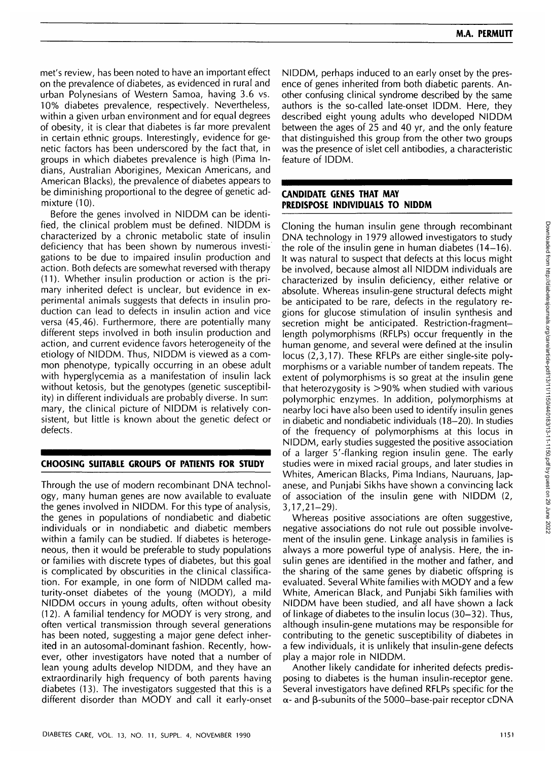met's review, has been noted to have an important effect on the prevalence of diabetes, as evidenced in rural and urban Polynesians of Western Samoa, having 3.6 vs. 10% diabetes prevalence, respectively. Nevertheless, within a given urban environment and for equal degrees of obesity, it is clear that diabetes is far more prevalent in certain ethnic groups. Interestingly, evidence for genetic factors has been underscored by the fact that, in groups in which diabetes prevalence is high (Pima Indians, Australian Aborigines, Mexican Americans, and American Blacks), the prevalence of diabetes appears to be diminishing proportional to the degree of genetic admixture (10).

Before the genes involved in NIDDM can be identified, the clinical problem must be defined. NIDDM is characterized by a chronic metabolic state of insulin deficiency that has been shown by numerous investigations to be due to impaired insulin production and action. Both defects are somewhat reversed with therapy (11). Whether insulin production or action is the primary inherited defect is unclear, but evidence in experimental animals suggests that defects in insulin production can lead to defects in insulin action and vice versa (45,46). Furthermore, there are potentially many different steps involved in both insulin production and action, and current evidence favors heterogeneity of the etiology of NIDDM. Thus, NIDDM is viewed as a common phenotype, typically occurring in an obese adult with hyperglycemia as a manifestation of insulin lack without ketosis, but the genotypes (genetic susceptibility) in different individuals are probably diverse. In summary, the clinical picture of NIDDM is relatively consistent, but little is known about the genetic defect or defects.

## CHOOSING SUITABLE GROUPS OF PATIENTS FOR STUDY

Through the use of modern recombinant DNA technology, many human genes are now available to evaluate the genes involved in NIDDM. For this type of analysis, the genes in populations of nondiabetic and diabetic individuals or in nondiabetic and diabetic members within a family can be studied. If diabetes is heterogeneous, then it would be preferable to study populations or families with discrete types of diabetes, but this goal is complicated by obscurities in the clinical classification. For example, in one form of NIDDM called maturity-onset diabetes of the young (MODY), a mild NIDDM occurs in young adults, often without obesity (12). A familial tendency for MODY is very strong, and often vertical transmission through several generations has been noted, suggesting a major gene defect inherited in an autosomal-dominant fashion. Recently, however, other investigators have noted that a number of lean young adults develop NIDDM, and they have an extraordinarily high frequency of both parents having diabetes (13). The investigators suggested that this is a different disorder than MODY and call it early-onset NIDDM, perhaps induced to an early onset by the presence of genes inherited from both diabetic parents. Another confusing clinical syndrome described by the same authors is the so-called late-onset IDDM. Here, they described eight young adults who developed NIDDM between the ages of 25 and 40 yr, and the only feature that distinguished this group from the other two groups was the presence of islet cell antibodies, a characteristic feature of IDDM.

## CANDIDATE GENES THAT MAY PREDISPOSE INDIVIDUALS TO NIDDM

Cloning the human insulin gene through recombinant DNA technology in 1979 allowed investigators to study the role of the insulin gene in human diabetes (14–16). It was natural to suspect that defects at this locus might be involved, because almost all NIDDM individuals are characterized by insulin deficiency, either relative or absolute. Whereas insulin-gene structural defects might be anticipated to be rare, defects in the regulatory regions for glucose stimulation of insulin synthesis and secretion might be anticipated. Restriction-fragment–length polymorphisms (RFLPs) occur frequently in the human genome, and several were defined at the insulin locus (2,3,17). These RFLPs are either single-site polymorphisms or a variable number of tandem repeats. The extent of polymorphisms is so great at the insulin gene that heterozygosity is >90% when studied with various polymorphic enzymes. In addition, polymorphisms at nearby loci have also been used to identify insulin genes in diabetic and nondiabetic individuals (18–20). In studies of the frequency of polymorphisms at this locus in NIDDM, early studies suggested the positive association of a larger 5′-flanking region insulin gene. The early studies were in mixed racial groups, and later studies in Whites, American Blacks, Pima Indians, Nauruans, Japanese, and Punjabi Sikhs have shown a convincing lack of association of the insulin gene with NIDDM (2,3,17,21–29).

Whereas positive associations are often suggestive, negative associations do not rule out possible involvement of the insulin gene. Linkage analysis in families is always a more powerful type of analysis. Here, the insulin genes are identified in the mother and father, and the sharing of the same genes by diabetic offspring is evaluated. Several White families with MODY and a few White, American Black, and Punjabi Sikh families with NIDDM have been studied, and all have shown a lack of linkage of diabetes to the insulin locus (30–32). Thus, although insulin-gene mutations may be responsible for contributing to the genetic susceptibility of diabetes in a few individuals, it is unlikely that insulin-gene defects play a major role in NIDDM.

Another likely candidate for inherited defects predisposing to diabetes is the human insulin-receptor gene. Several investigators have defined RFLPs specific for the α- and β-subunits of the 5000–base-pair receptor cDNA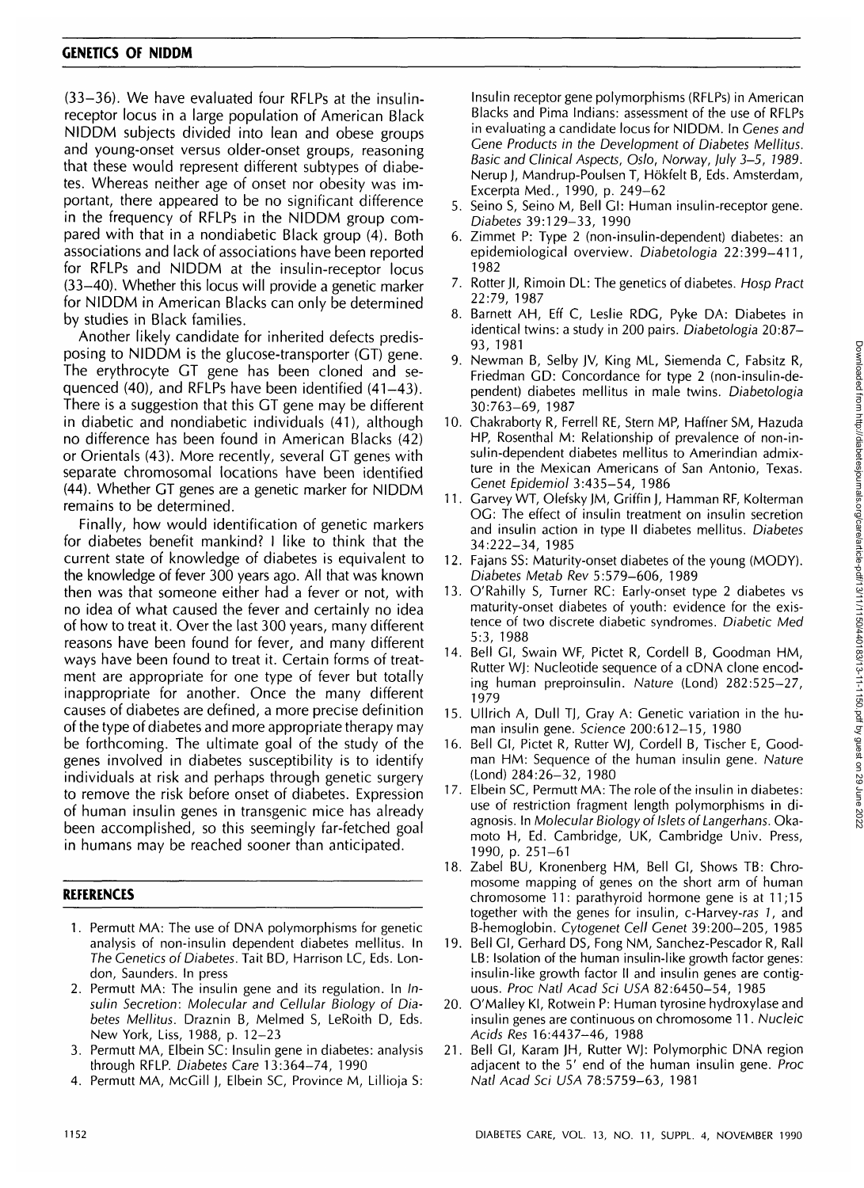(33–36). We have evaluated four RFLPs at the insulin-receptor locus in a large population of American Black NIDDM subjects divided into lean and obese groups and young-onset versus older-onset groups, reasoning that these would represent different subtypes of diabetes. Whereas neither age of onset nor obesity was important, there appeared to be no significant difference in the frequency of RFLPs in the NIDDM group compared with that in a nondiabetic Black group (4). Both associations and lack of associations have been reported for RFLPs and NIDDM at the insulin-receptor locus (33–40). Whether this locus will provide a genetic marker for NIDDM in American Blacks can only be determined by studies in Black families.

Another likely candidate for inherited defects predisposing to NIDDM is the glucose-transporter (GT) gene. The erythrocyte GT gene has been cloned and sequenced (40), and RFLPs have been identified (41–43). There is a suggestion that this GT gene may be different in diabetic and nondiabetic individuals (41), although no difference has been found in American Blacks (42) or Orientals (43). More recently, several GT genes with separate chromosomal locations have been identified (44). Whether GT genes are a genetic marker for NIDDM remains to be determined.

Finally, how would identification of genetic markers for diabetes benefit mankind? I like to think that the current state of knowledge of diabetes is equivalent to the knowledge of fever 300 years ago. All that was known then was that someone either had a fever or not, with no idea of what caused the fever and certainly no idea of how to treat it. Over the last 300 years, many different reasons have been found for fever, and many different ways have been found to treat it. Certain forms of treatment are appropriate for one type of fever but totally inappropriate for another. Once the many different causes of diabetes are defined, a more precise definition of the type of diabetes and more appropriate therapy may be forthcoming. The ultimate goal of the study of the genes involved in diabetes susceptibility is to identify individuals at risk and perhaps through genetic surgery to remove the risk before onset of diabetes. Expression of human insulin genes in transgenic mice has already been accomplished, so this seemingly far-fetched goal in humans may be reached sooner than anticipated.

## REFERENCES

1. Permutt MA: The use of DNA polymorphisms for genetic analysis of non-insulin dependent diabetes mellitus. In *The Genetics of Diabetes*. Tait BD, Harrison LC, Eds. London, Saunders. In press
2. Permutt MA: The insulin gene and its regulation. In *Insulin Secretion: Molecular and Cellular Biology of Diabetes Mellitus*. Draznin B, Melmed S, LeRoith D, Eds. New York, Liss, 1988, p. 12–23
3. Permutt MA, Elbein SC: Insulin gene in diabetes: analysis through RFLP. *Diabetes Care* 13:364–74, 1990
4. Permutt MA, McGill J, Elbein SC, Province M, Lillioja S: Insulin receptor gene polymorphisms (RFLPs) in American Blacks and Pima Indians: assessment of the use of RFLPs in evaluating a candidate locus for NIDDM. In *Genes and Gene Products in the Development of Diabetes Mellitus. Basic and Clinical Aspects, Oslo, Norway, July 3–5, 1989*. Nerup J, Mandrup-Poulsen T, Hökfelt B, Eds. Amsterdam, Excerpta Med., 1990, p. 249–62
5. Seino S, Seino M, Bell GI: Human insulin-receptor gene. *Diabetes* 39:129–33, 1990
6. Zimmet P: Type 2 (non-insulin-dependent) diabetes: an epidemiological overview. *Diabetologia* 22:399–411, 1982
7. Rotter JI, Rimoin DL: The genetics of diabetes. *Hosp Pract* 22:79, 1987
8. Barnett AH, Eff C, Leslie RDG, Pyke DA: Diabetes in identical twins: a study in 200 pairs. *Diabetologia* 20:87–93, 1981
9. Newman B, Selby JV, King ML, Siemenda C, Fabsitz R, Friedman GD: Concordance for type 2 (non-insulin-dependent) diabetes mellitus in male twins. *Diabetologia* 30:763–69, 1987
10. Chakraborty R, Ferrell RE, Stern MP, Haffner SM, Hazuda HP, Rosenthal M: Relationship of prevalence of non-insulin-dependent diabetes mellitus to Amerindian admixture in the Mexican Americans of San Antonio, Texas. *Genet Epidemiol* 3:435–54, 1986
11. Garvey WT, Olefsky JM, Griffin J, Hamman RF, Kolterman OG: The effect of insulin treatment on insulin secretion and insulin action in type II diabetes mellitus. *Diabetes* 34:222–34, 1985
12. Fajans SS: Maturity-onset diabetes of the young (MODY). *Diabetes Metab Rev* 5:579–606, 1989
13. O'Rahilly S, Turner RC: Early-onset type 2 diabetes vs maturity-onset diabetes of youth: evidence for the existence of two discrete diabetic syndromes. *Diabetic Med* 5:3, 1988
14. Bell GI, Swain WF, Pictet R, Cordell B, Goodman HM, Rutter WJ: Nucleotide sequence of a cDNA clone encoding human preproinsulin. *Nature* (Lond) 282:525–27, 1979
15. Ullrich A, Dull TJ, Gray A: Genetic variation in the human insulin gene. *Science* 200:612–15, 1980
16. Bell GI, Pictet R, Rutter WJ, Cordell B, Tischer E, Goodman HM: Sequence of the human insulin gene. *Nature* (Lond) 284:26–32, 1980
17. Elbein SC, Permutt MA: The role of the insulin in diabetes: use of restriction fragment length polymorphisms in diagnosis. In *Molecular Biology of Islets of Langerhans*. Okamoto H, Ed. Cambridge, UK, Cambridge Univ. Press, 1990, p. 251–61
18. Zabel BU, Kronenberg HM, Bell GI, Shows TB: Chromosome mapping of genes on the short arm of human chromosome 11: parathyroid hormone gene is at 11;15 together with the genes for insulin, c-Harvey-*ras 1*, and B-hemoglobin. *Cytogenet Cell Genet* 39:200–205, 1985
19. Bell GI, Gerhard DS, Fong NM, Sanchez-Pescador R, Rall LB: Isolation of the human insulin-like growth factor genes: insulin-like growth factor II and insulin genes are contiguous. *Proc Natl Acad Sci USA* 82:6450–54, 1985
20. O'Malley KI, Rotwein P: Human tyrosine hydroxylase and insulin genes are continuous on chromosome 11. *Nucleic Acids Res* 16:4437–46, 1988
21. Bell GI, Karam JH, Rutter WJ: Polymorphic DNA region adjacent to the 5' end of the human insulin gene. *Proc Natl Acad Sci USA* 78:5759–63, 1981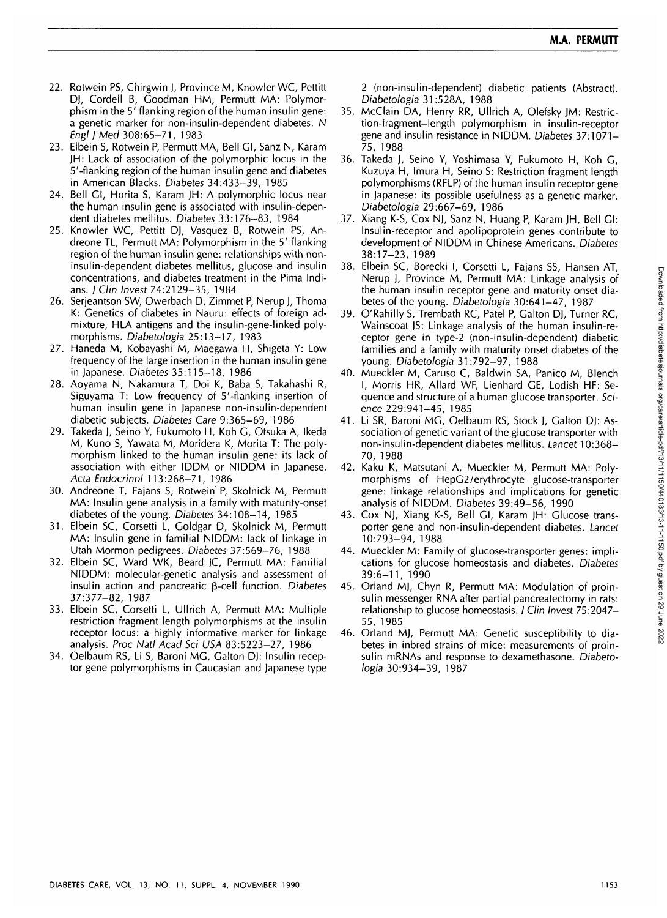22. Rotwein PS, Chirgwin J, Province M, Knowler WC, Pettitt DJ, Cordell B, Goodman HM, Permutt MA: Polymorphism in the 5′ flanking region of the human insulin gene: a genetic marker for non-insulin-dependent diabetes. *N Engl J Med* 308:65–71, 1983
23. Elbein S, Rotwein P, Permutt MA, Bell GI, Sanz N, Karam JH: Lack of association of the polymorphic locus in the 5′-flanking region of the human insulin gene and diabetes in American Blacks. *Diabetes* 34:433–39, 1985
24. Bell GI, Horita S, Karam JH: A polymorphic locus near the human insulin gene is associated with insulin-dependent diabetes mellitus. *Diabetes* 33:176–83, 1984
25. Knowler WC, Pettitt DJ, Vasquez B, Rotwein PS, Andreone TL, Permutt MA: Polymorphism in the 5′ flanking region of the human insulin gene: relationships with non-insulin-dependent diabetes mellitus, glucose and insulin concentrations, and diabetes treatment in the Pima Indians. *J Clin Invest* 74:2129–35, 1984
26. Serjeantson SW, Owerbach D, Zimmet P, Nerup J, Thoma K: Genetics of diabetes in Nauru: effects of foreign admixture, HLA antigens and the insulin-gene-linked polymorphisms. *Diabetologia* 25:13–17, 1983
27. Haneda M, Kobayashi M, Maegawa H, Shigeta Y: Low frequency of the large insertion in the human insulin gene in Japanese. *Diabetes* 35:115–18, 1986
28. Aoyama N, Nakamura T, Doi K, Baba S, Takahashi R, Siguyama T: Low frequency of 5′-flanking insertion of human insulin gene in Japanese non-insulin-dependent diabetic subjects. *Diabetes Care* 9:365–69, 1986
29. Takeda J, Seino Y, Fukumoto H, Koh G, Otsuka A, Ikeda M, Kuno S, Yawata M, Moridera K, Morita T: The polymorphism linked to the human insulin gene: its lack of association with either IDDM or NIDDM in Japanese. *Acta Endocrinol* 113:268–71, 1986
30. Andreone T, Fajans S, Rotwein P, Skolnick M, Permutt MA: Insulin gene analysis in a family with maturity-onset diabetes of the young. *Diabetes* 34:108–14, 1985
31. Elbein SC, Corsetti L, Goldgar D, Skolnick M, Permutt MA: Insulin gene in familial NIDDM: lack of linkage in Utah Mormon pedigrees. *Diabetes* 37:569–76, 1988
32. Elbein SC, Ward WK, Beard JC, Permutt MA: Familial NIDDM: molecular-genetic analysis and assessment of insulin action and pancreatic β-cell function. *Diabetes* 37:377–82, 1987
33. Elbein SC, Corsetti L, Ullrich A, Permutt MA: Multiple restriction fragment length polymorphisms at the insulin receptor locus: a highly informative marker for linkage analysis. *Proc Natl Acad Sci USA* 83:5223–27, 1986
34. Oelbaum RS, Li S, Baroni MG, Galton DJ: Insulin receptor gene polymorphisms in Caucasian and Japanese type 2 (non-insulin-dependent) diabetic patients (Abstract). *Diabetologia* 31:528A, 1988
35. McClain DA, Henry RR, Ullrich A, Olefsky JM: Restriction-fragment–length polymorphism in insulin-receptor gene and insulin resistance in NIDDM. *Diabetes* 37:1071–75, 1988
36. Takeda J, Seino Y, Yoshimasa Y, Fukumoto H, Koh G, Kuzuya H, Imura H, Seino S: Restriction fragment length polymorphisms (RFLP) of the human insulin receptor gene in Japanese: its possible usefulness as a genetic marker. *Diabetologia* 29:667–69, 1986
37. Xiang K-S, Cox NJ, Sanz N, Huang P, Karam JH, Bell GI: Insulin-receptor and apolipoprotein genes contribute to development of NIDDM in Chinese Americans. *Diabetes* 38:17–23, 1989
38. Elbein SC, Borecki I, Corsetti L, Fajans SS, Hansen AT, Nerup J, Province M, Permutt MA: Linkage analysis of the human insulin receptor gene and maturity onset diabetes of the young. *Diabetologia* 30:641–47, 1987
39. O'Rahilly S, Trembath RC, Patel P, Galton DJ, Turner RC, Wainscoat JS: Linkage analysis of the human insulin-receptor gene in type-2 (non-insulin-dependent) diabetic families and a family with maturity onset diabetes of the young. *Diabetologia* 31:792–97, 1988
40. Mueckler M, Caruso C, Baldwin SA, Panico M, Blench I, Morris HR, Allard WF, Lienhard GE, Lodish HF: Sequence and structure of a human glucose transporter. *Science* 229:941–45, 1985
41. Li SR, Baroni MG, Oelbaum RS, Stock J, Galton DJ: Association of genetic variant of the glucose transporter with non-insulin-dependent diabetes mellitus. *Lancet* 10:368–70, 1988
42. Kaku K, Matsutani A, Mueckler M, Permutt MA: Polymorphisms of HepG2/erythrocyte glucose-transporter gene: linkage relationships and implications for genetic analysis of NIDDM. *Diabetes* 39:49–56, 1990
43. Cox NJ, Xiang K-S, Bell GI, Karam JH: Glucose transporter gene and non-insulin-dependent diabetes. *Lancet* 10:793–94, 1988
44. Mueckler M: Family of glucose-transporter genes: implications for glucose homeostasis and diabetes. *Diabetes* 39:6–11, 1990
45. Orland MJ, Chyn R, Permutt MA: Modulation of proinsulin messenger RNA after partial pancreatectomy in rats: relationship to glucose homeostasis. *J Clin Invest* 75:2047–55, 1985
46. Orland MJ, Permutt MA: Genetic susceptibility to diabetes in inbred strains of mice: measurements of proinsulin mRNAs and response to dexamethasone. *Diabetologia* 30:934–39, 1987